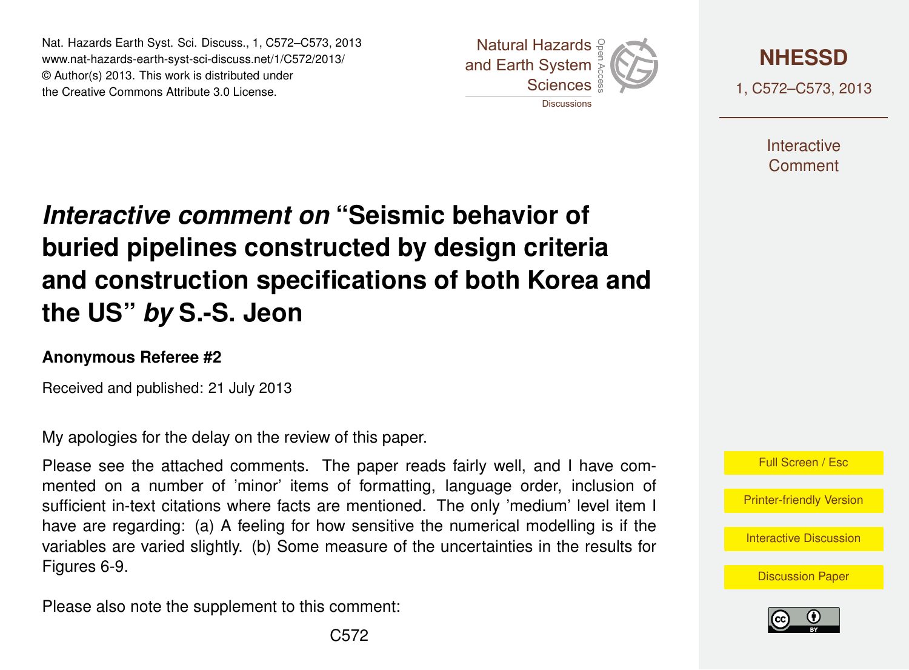# *Interactive comment on* "Seismic behavior of buried pipelines constructed by design criteria and construction specifications of both Korea and the US" *by* S.-S. Jeon

**Anonymous Referee #2**

Received and published: 21 July 2013

My apologies for the delay on the review of this paper.

Please see the attached comments. The paper reads fairly well, and I have commented on a number of 'minor' items of formatting, language order, inclusion of sufficient in-text citations where facts are mentioned. The only 'medium' level item I have are regarding: (a) A feeling for how sensitive the numerical modelling is if the variables are varied slightly. (b) Some measure of the uncertainties in the results for Figures 6-9.

Please also note the supplement to this comment: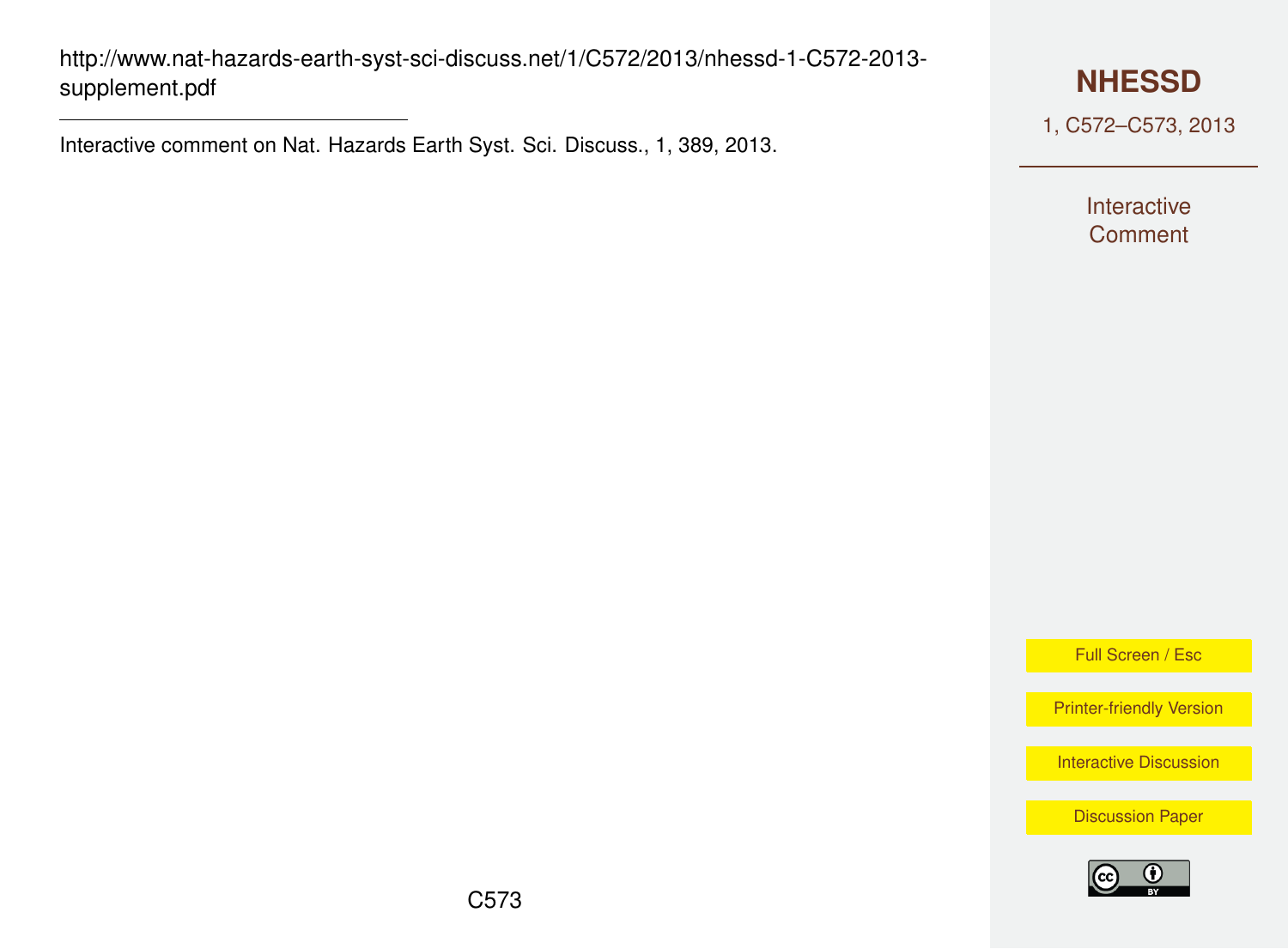http://www.nat-hazards-earth-syst-sci-discuss.net/1/C572/2013/nhessd-1-C572-2013-supplement.pdf

---

Interactive comment on Nat. Hazards Earth Syst. Sci. Discuss., 1, 389, 2013.